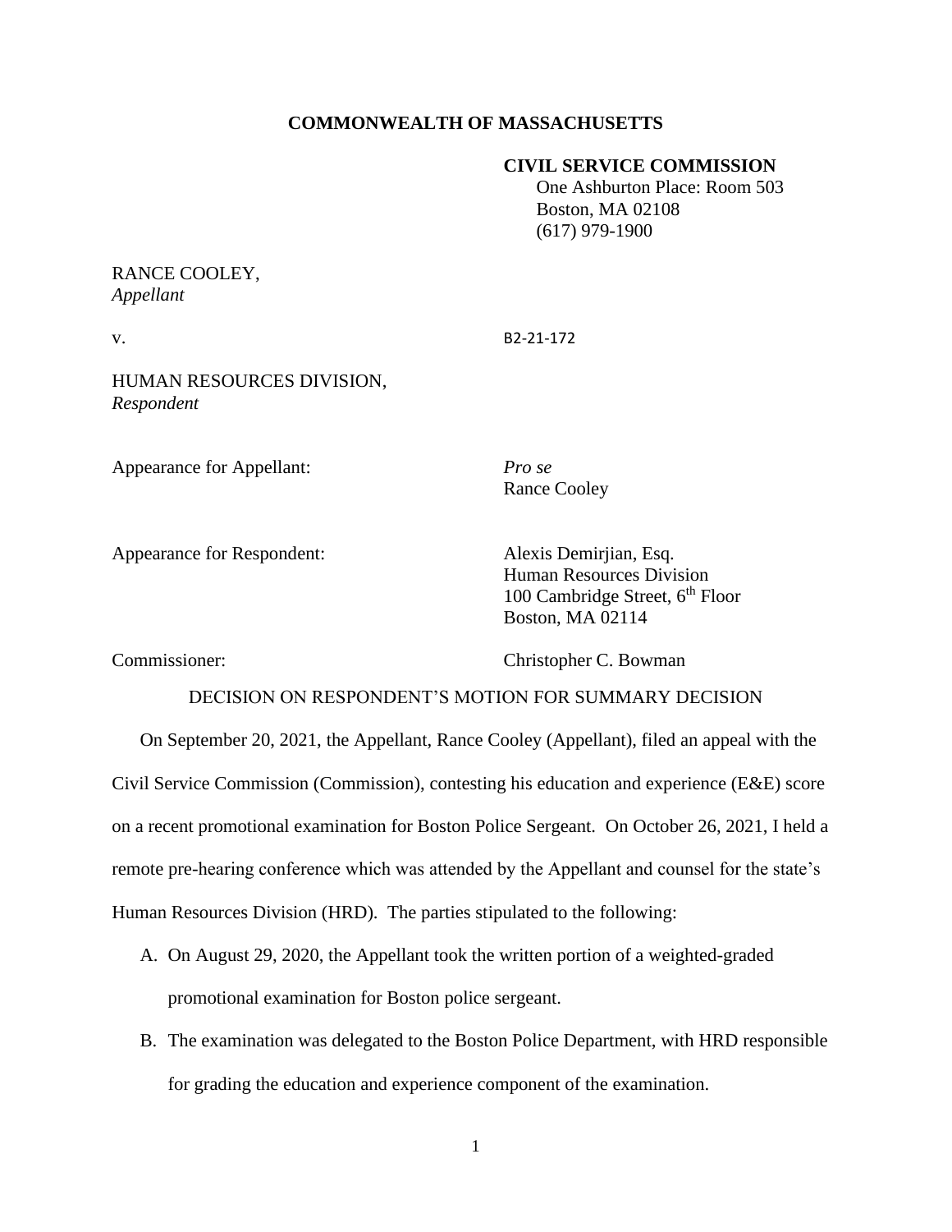**COMMONWEALTH OF MASSACHUSETTS**

**CIVIL SERVICE COMMISSION**
One Ashburton Place: Room 503
Boston, MA 02108
(617) 979-1900

RANCE COOLEY,
*Appellant*

v. B2-21-172

HUMAN RESOURCES DIVISION,
*Respondent*

Appearance for Appellant: *Pro se*
Rance Cooley

Appearance for Respondent: Alexis Demirjian, Esq.
Human Resources Division
100 Cambridge Street, 6th Floor
Boston, MA 02114

Commissioner: Christopher C. Bowman

DECISION ON RESPONDENT'S MOTION FOR SUMMARY DECISION

On September 20, 2021, the Appellant, Rance Cooley (Appellant), filed an appeal with the Civil Service Commission (Commission), contesting his education and experience (E&E) score on a recent promotional examination for Boston Police Sergeant. On October 26, 2021, I held a remote pre-hearing conference which was attended by the Appellant and counsel for the state's Human Resources Division (HRD). The parties stipulated to the following:

A. On August 29, 2020, the Appellant took the written portion of a weighted-graded promotional examination for Boston police sergeant.

B. The examination was delegated to the Boston Police Department, with HRD responsible for grading the education and experience component of the examination.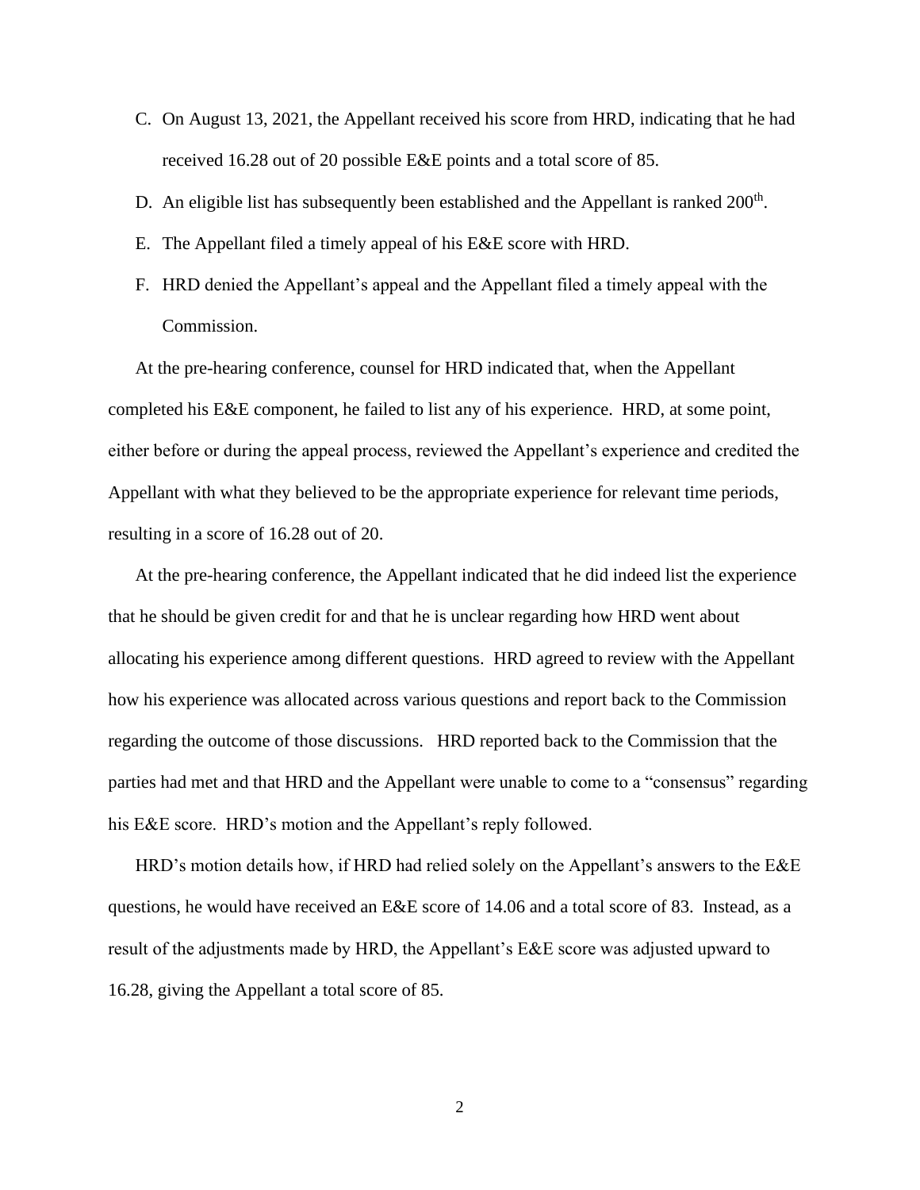C. On August 13, 2021, the Appellant received his score from HRD, indicating that he had received 16.28 out of 20 possible E&E points and a total score of 85.

D. An eligible list has subsequently been established and the Appellant is ranked 200th.

E. The Appellant filed a timely appeal of his E&E score with HRD.

F. HRD denied the Appellant's appeal and the Appellant filed a timely appeal with the Commission.

At the pre-hearing conference, counsel for HRD indicated that, when the Appellant completed his E&E component, he failed to list any of his experience. HRD, at some point, either before or during the appeal process, reviewed the Appellant's experience and credited the Appellant with what they believed to be the appropriate experience for relevant time periods, resulting in a score of 16.28 out of 20.

At the pre-hearing conference, the Appellant indicated that he did indeed list the experience that he should be given credit for and that he is unclear regarding how HRD went about allocating his experience among different questions. HRD agreed to review with the Appellant how his experience was allocated across various questions and report back to the Commission regarding the outcome of those discussions. HRD reported back to the Commission that the parties had met and that HRD and the Appellant were unable to come to a "consensus" regarding his E&E score. HRD's motion and the Appellant's reply followed.

HRD's motion details how, if HRD had relied solely on the Appellant's answers to the E&E questions, he would have received an E&E score of 14.06 and a total score of 83. Instead, as a result of the adjustments made by HRD, the Appellant's E&E score was adjusted upward to 16.28, giving the Appellant a total score of 85.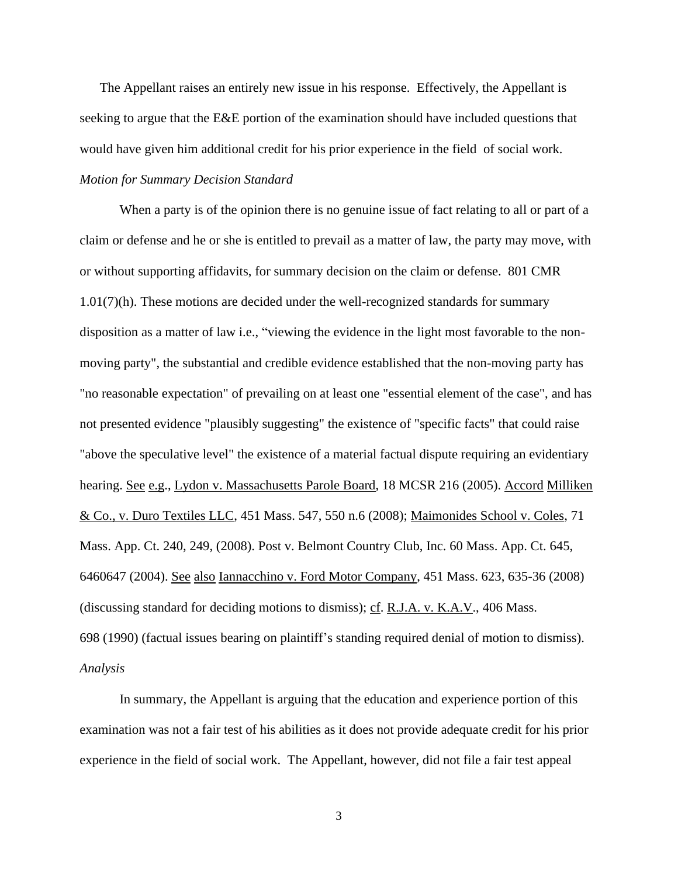The Appellant raises an entirely new issue in his response. Effectively, the Appellant is seeking to argue that the E&E portion of the examination should have included questions that would have given him additional credit for his prior experience in the field of social work.

*Motion for Summary Decision Standard*

When a party is of the opinion there is no genuine issue of fact relating to all or part of a claim or defense and he or she is entitled to prevail as a matter of law, the party may move, with or without supporting affidavits, for summary decision on the claim or defense. 801 CMR 1.01(7)(h). These motions are decided under the well-recognized standards for summary disposition as a matter of law i.e., "viewing the evidence in the light most favorable to the non-moving party", the substantial and credible evidence established that the non-moving party has "no reasonable expectation" of prevailing on at least one "essential element of the case", and has not presented evidence "plausibly suggesting" the existence of "specific facts" that could raise "above the speculative level" the existence of a material factual dispute requiring an evidentiary hearing. See e.g., Lydon v. Massachusetts Parole Board, 18 MCSR 216 (2005). Accord Milliken & Co., v. Duro Textiles LLC, 451 Mass. 547, 550 n.6 (2008); Maimonides School v. Coles, 71 Mass. App. Ct. 240, 249, (2008). Post v. Belmont Country Club, Inc. 60 Mass. App. Ct. 645, 6460647 (2004). See also Iannacchino v. Ford Motor Company, 451 Mass. 623, 635-36 (2008) (discussing standard for deciding motions to dismiss); cf. R.J.A. v. K.A.V., 406 Mass. 698 (1990) (factual issues bearing on plaintiff's standing required denial of motion to dismiss).

*Analysis*

In summary, the Appellant is arguing that the education and experience portion of this examination was not a fair test of his abilities as it does not provide adequate credit for his prior experience in the field of social work. The Appellant, however, did not file a fair test appeal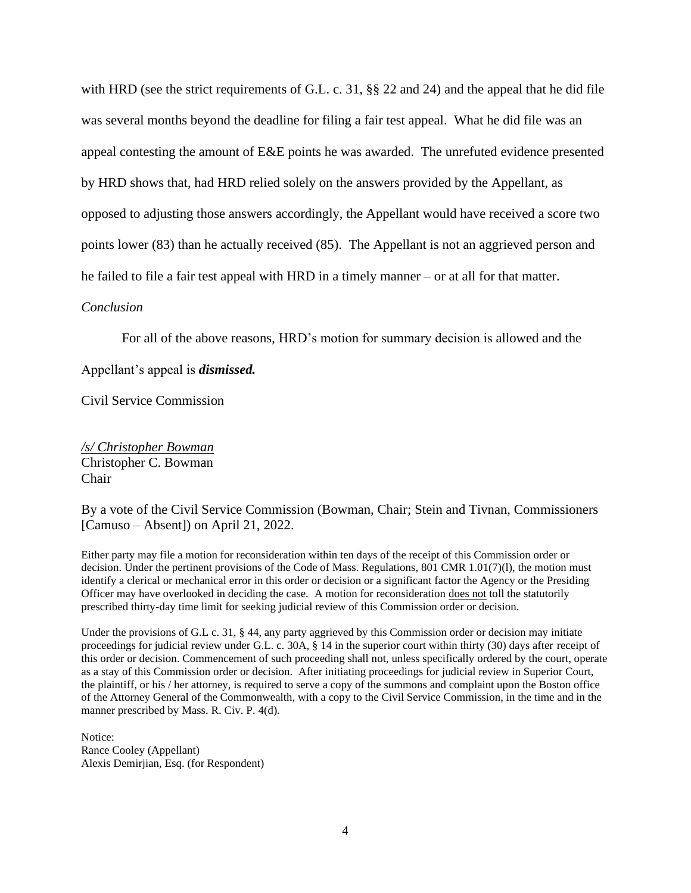with HRD (see the strict requirements of G.L. c. 31, §§ 22 and 24) and the appeal that he did file was several months beyond the deadline for filing a fair test appeal. What he did file was an appeal contesting the amount of E&E points he was awarded. The unrefuted evidence presented by HRD shows that, had HRD relied solely on the answers provided by the Appellant, as opposed to adjusting those answers accordingly, the Appellant would have received a score two points lower (83) than he actually received (85). The Appellant is not an aggrieved person and he failed to file a fair test appeal with HRD in a timely manner – or at all for that matter.

*Conclusion*

For all of the above reasons, HRD's motion for summary decision is allowed and the Appellant's appeal is ***dismissed.***

Civil Service Commission

*/s/ Christopher Bowman*
Christopher C. Bowman
Chair

By a vote of the Civil Service Commission (Bowman, Chair; Stein and Tivnan, Commissioners [Camuso – Absent]) on April 21, 2022.

Either party may file a motion for reconsideration within ten days of the receipt of this Commission order or decision. Under the pertinent provisions of the Code of Mass. Regulations, 801 CMR 1.01(7)(l), the motion must identify a clerical or mechanical error in this order or decision or a significant factor the Agency or the Presiding Officer may have overlooked in deciding the case. A motion for reconsideration does not toll the statutorily prescribed thirty-day time limit for seeking judicial review of this Commission order or decision.

Under the provisions of G.L c. 31, § 44, any party aggrieved by this Commission order or decision may initiate proceedings for judicial review under G.L. c. 30A, § 14 in the superior court within thirty (30) days after receipt of this order or decision. Commencement of such proceeding shall not, unless specifically ordered by the court, operate as a stay of this Commission order or decision. After initiating proceedings for judicial review in Superior Court, the plaintiff, or his / her attorney, is required to serve a copy of the summons and complaint upon the Boston office of the Attorney General of the Commonwealth, with a copy to the Civil Service Commission, in the time and in the manner prescribed by Mass. R. Civ. P. 4(d).

Notice:
Rance Cooley (Appellant)
Alexis Demirjian, Esq. (for Respondent)